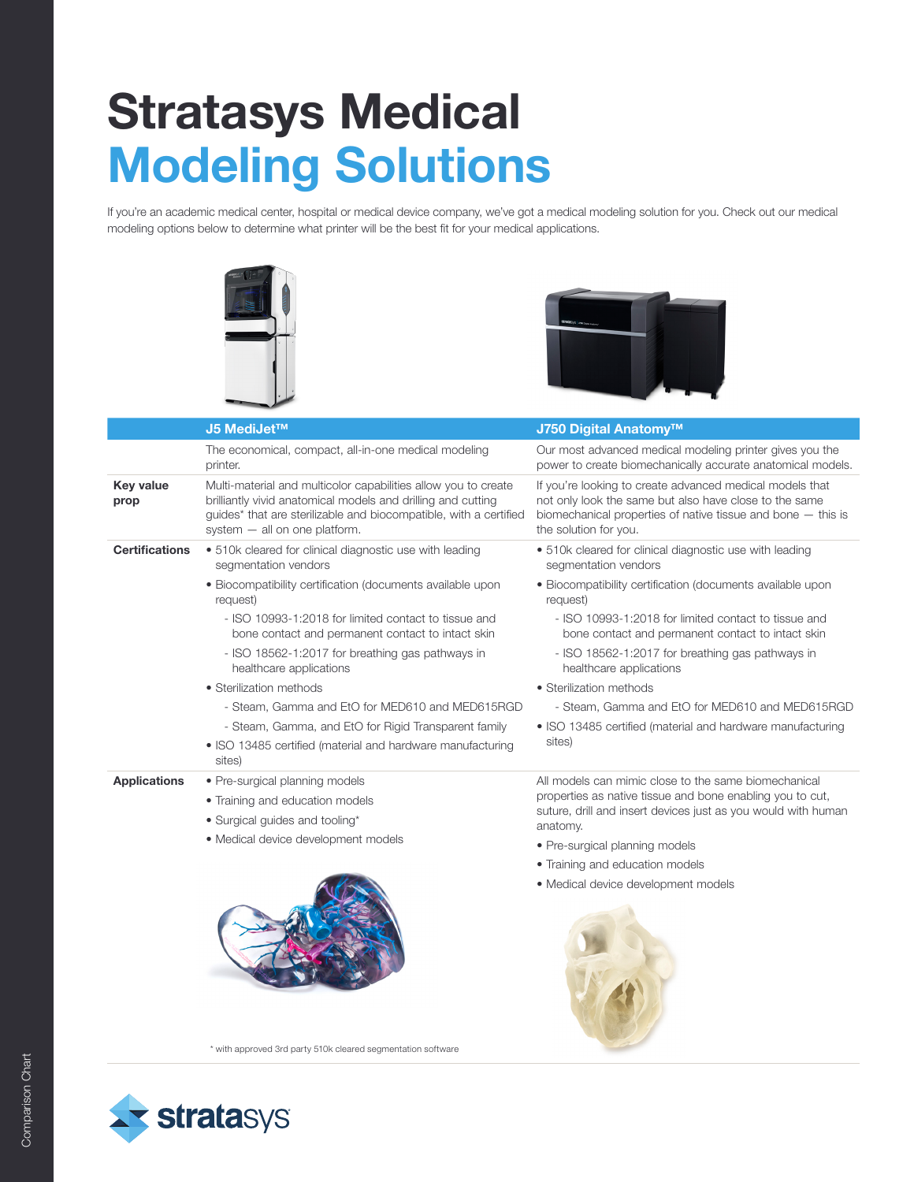# Stratasys Medical
# Modeling Solutions

If you're an academic medical center, hospital or medical device company, we've got a medical modeling solution for you. Check out our medical modeling options below to determine what printer will be the best fit for your medical applications.

| | J5 MediJet™ | J750 Digital Anatomy™ |
|---|---|---|
| | The economical, compact, all-in-one medical modeling printer. | Our most advanced medical modeling printer gives you the power to create biomechanically accurate anatomical models. |
| **Key value prop** | Multi-material and multicolor capabilities allow you to create brilliantly vivid anatomical models and drilling and cutting guides* that are sterilizable and biocompatible, with a certified system — all on one platform. | If you're looking to create advanced medical models that not only look the same but also have close to the same biomechanical properties of native tissue and bone — this is the solution for you. |
| **Certifications** | • 510k cleared for clinical diagnostic use with leading segmentation vendors<br>• Biocompatibility certification (documents available upon request)<br>- ISO 10993-1:2018 for limited contact to tissue and bone contact and permanent contact to intact skin<br>- ISO 18562-1:2017 for breathing gas pathways in healthcare applications<br>• Sterilization methods<br>- Steam, Gamma and EtO for MED610 and MED615RGD<br>- Steam, Gamma, and EtO for Rigid Transparent family<br>• ISO 13485 certified (material and hardware manufacturing sites) | • 510k cleared for clinical diagnostic use with leading segmentation vendors<br>• Biocompatibility certification (documents available upon request)<br>- ISO 10993-1:2018 for limited contact to tissue and bone contact and permanent contact to intact skin<br>- ISO 18562-1:2017 for breathing gas pathways in healthcare applications<br>• Sterilization methods<br>- Steam, Gamma and EtO for MED610 and MED615RGD<br>• ISO 13485 certified (material and hardware manufacturing sites) |
| **Applications** | • Pre-surgical planning models<br>• Training and education models<br>• Surgical guides and tooling*<br>• Medical device development models | All models can mimic close to the same biomechanical properties as native tissue and bone enabling you to cut, suture, drill and insert devices just as you would with human anatomy.<br>• Pre-surgical planning models<br>• Training and education models<br>• Medical device development models |

\* with approved 3rd party 510k cleared segmentation software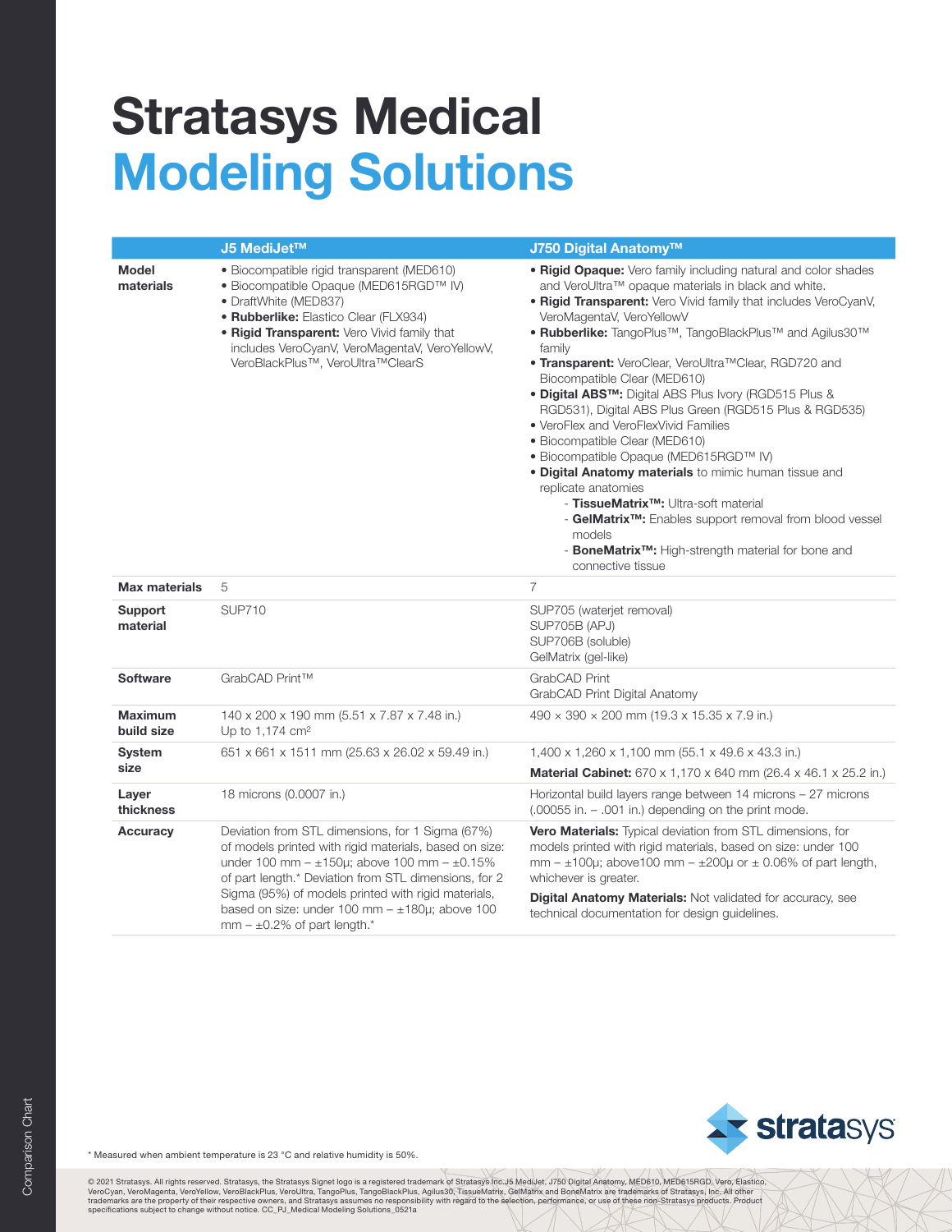# Stratasys Medical Modeling Solutions

| | J5 MediJet™ | J750 Digital Anatomy™ |
|---|---|---|
| **Model materials** | • Biocompatible rigid transparent (MED610)<br>• Biocompatible Opaque (MED615RGD™ IV)<br>• DraftWhite (MED837)<br>• **Rubberlike:** Elastico Clear (FLX934)<br>• **Rigid Transparent:** Vero Vivid family that includes VeroCyanV, VeroMagentaV, VeroYellowV, VeroBlackPlus™, VeroUltra™ClearS | • **Rigid Opaque:** Vero family including natural and color shades and VeroUltra™ opaque materials in black and white.<br>• **Rigid Transparent:** Vero Vivid family that includes VeroCyanV, VeroMagentaV, VeroYellowV<br>• **Rubberlike:** TangoPlus™, TangoBlackPlus™ and Agilus30™ family<br>• **Transparent:** VeroClear, VeroUltra™Clear, RGD720 and Biocompatible Clear (MED610)<br>• **Digital ABS™:** Digital ABS Plus Ivory (RGD515 Plus & RGD531), Digital ABS Plus Green (RGD515 Plus & RGD535)<br>• VeroFlex and VeroFlexVivid Families<br>• Biocompatible Clear (MED610)<br>• Biocompatible Opaque (MED615RGD™ IV)<br>• **Digital Anatomy materials** to mimic human tissue and replicate anatomies<br>- **TissueMatrix™:** Ultra-soft material<br>- **GelMatrix™:** Enables support removal from blood vessel models<br>- **BoneMatrix™:** High-strength material for bone and connective tissue |
| **Max materials** | 5 | 7 |
| **Support material** | SUP710 | SUP705 (waterjet removal)<br>SUP705B (APJ)<br>SUP706B (soluble)<br>GelMatrix (gel-like) |
| **Software** | GrabCAD Print™ | GrabCAD Print<br>GrabCAD Print Digital Anatomy |
| **Maximum build size** | 140 x 200 x 190 mm (5.51 x 7.87 x 7.48 in.)<br>Up to 1,174 cm² | 490 × 390 × 200 mm (19.3 x 15.35 x 7.9 in.) |
| **System size** | 651 x 661 x 1511 mm (25.63 x 26.02 x 59.49 in.) | 1,400 x 1,260 x 1,100 mm (55.1 x 49.6 x 43.3 in.)<br>**Material Cabinet:** 670 x 1,170 x 640 mm (26.4 x 46.1 x 25.2 in.) |
| **Layer thickness** | 18 microns (0.0007 in.) | Horizontal build layers range between 14 microns – 27 microns (.00055 in. – .001 in.) depending on the print mode. |
| **Accuracy** | Deviation from STL dimensions, for 1 Sigma (67%) of models printed with rigid materials, based on size: under 100 mm – ±150µ; above 100 mm – ±0.15% of part length.* Deviation from STL dimensions, for 2 Sigma (95%) of models printed with rigid materials, based on size: under 100 mm – ±180µ; above 100 mm – ±0.2% of part length.* | **Vero Materials:** Typical deviation from STL dimensions, for models printed with rigid materials, based on size: under 100 mm – ±100µ; above100 mm – ±200µ or ± 0.06% of part length, whichever is greater.<br>**Digital Anatomy Materials:** Not validated for accuracy, see technical documentation for design guidelines. |

* Measured when ambient temperature is 23 °C and relative humidity is 50%.

© 2021 Stratasys. All rights reserved. Stratasys, the Stratasys Signet logo is a registered trademark of Stratasys Inc.J5 MediJet, J750 Digital Anatomy, MED610, MED615RGD, Vero, Elastico, VeroCyan, VeroMagenta, VeroYellow, VeroBlackPlus, VeroUltra, TangoPlus, TangoBlackPlus, Agilus30, TissueMatrix, GelMatrix and BoneMatrix are trademarks of Stratasys, Inc. All other trademarks are the property of their respective owners, and Stratasys assumes no responsibility with regard to the selection, performance, or use of these non-Stratasys products. Product specifications subject to change without notice. CC_PJ_Medical Modeling Solutions_0521a